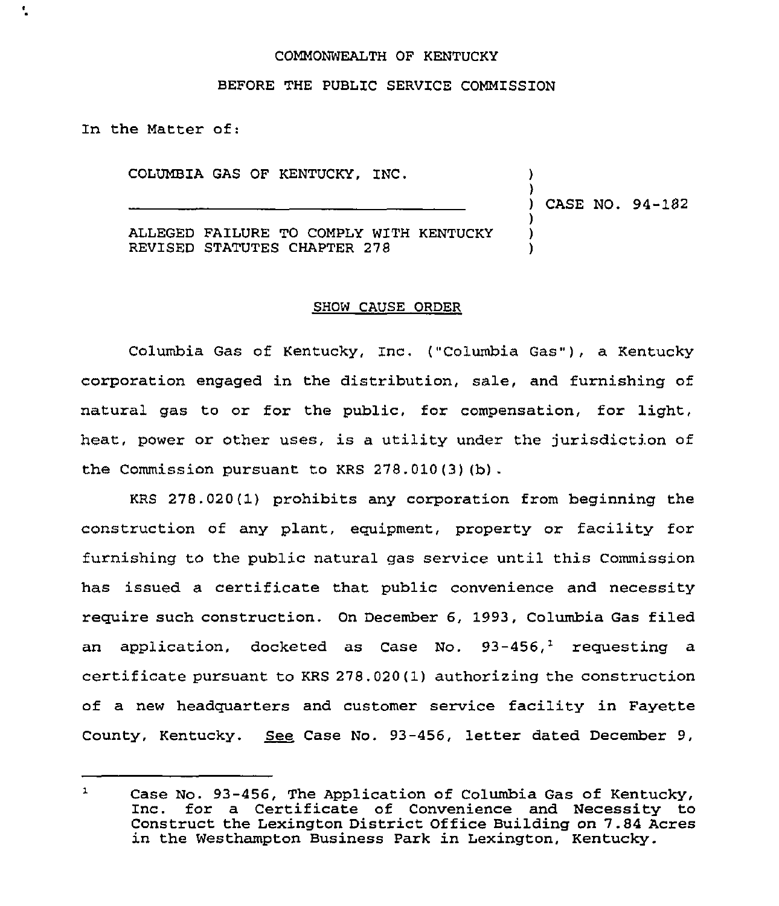COMMONWEALTH OF KENTUCKY

BEFORE THE PUBLIC SERVICE COMMISSION

In the Matter of:

| | | |
|---|---|---|
| COLUMBIA GAS OF KENTUCKY, INC. | ) | |
| | ) | |
| ________________________________ | ) | CASE NO. 94-182 |
| | ) | |
| ALLEGED FAILURE TO COMPLY WITH KENTUCKY REVISED STATUTES CHAPTER 278 | ) | |
| | ) | |

## SHOW CAUSE ORDER

Columbia Gas of Kentucky, Inc. ("Columbia Gas"), a Kentucky corporation engaged in the distribution, sale, and furnishing of natural gas to or for the public, for compensation, for light, heat, power or other uses, is a utility under the jurisdiction of the Commission pursuant to KRS 278.010(3)(b).

KRS 278.020(1) prohibits any corporation from beginning the construction of any plant, equipment, property or facility for furnishing to the public natural gas service until this Commission has issued a certificate that public convenience and necessity require such construction. On December 6, 1993, Columbia Gas filed an application, docketed as Case No. 93-456,[1] requesting a certificate pursuant to KRS 278.020(1) authorizing the construction of a new headquarters and customer service facility in Fayette County, Kentucky. *See* Case No. 93-456, letter dated December 9,

---

[1] Case No. 93-456, The Application of Columbia Gas of Kentucky, Inc. for a Certificate of Convenience and Necessity to Construct the Lexington District Office Building on 7.84 Acres in the Westhampton Business Park in Lexington, Kentucky.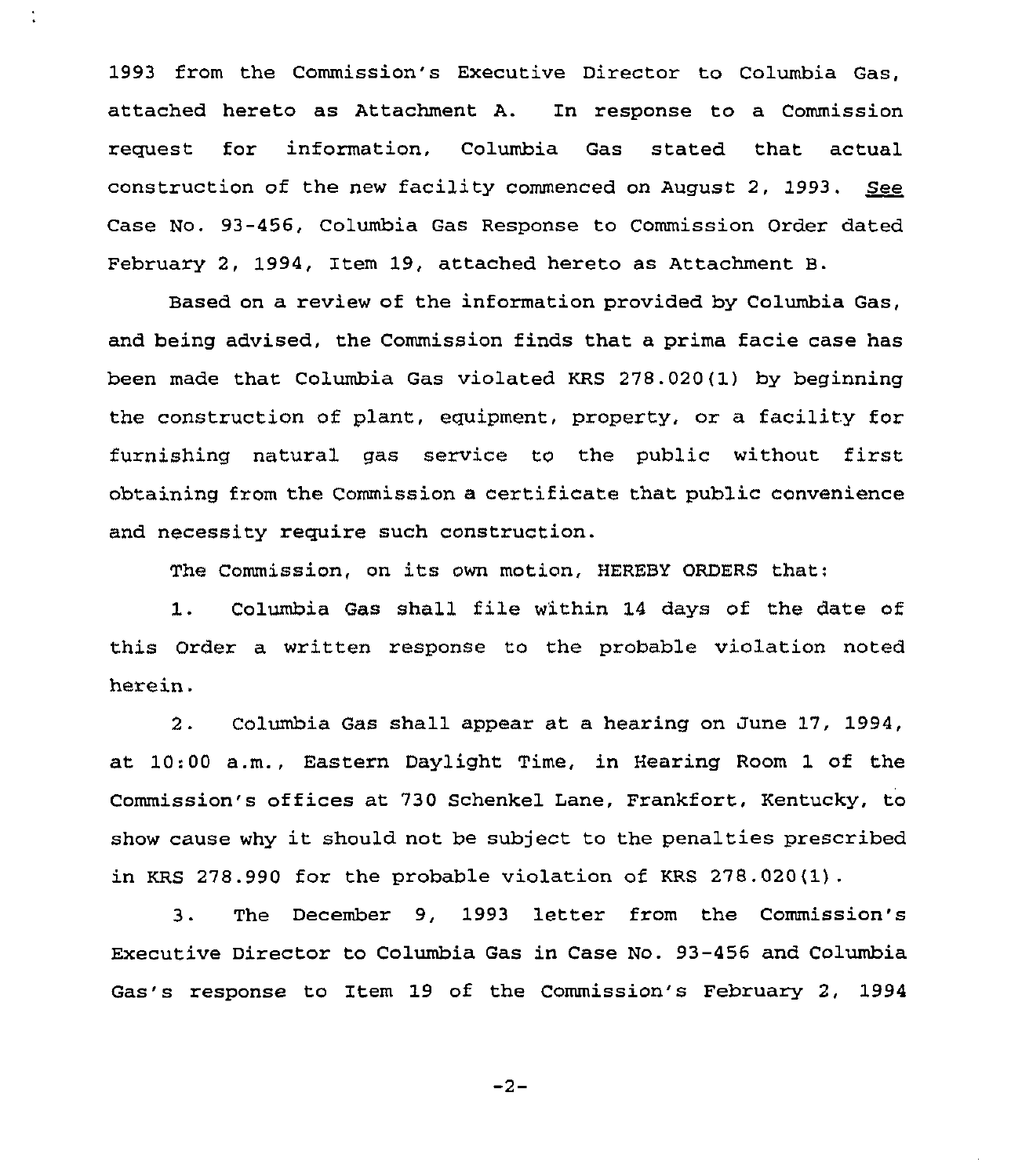1993 from the Commission's Executive Director to Columbia Gas, attached hereto as Attachment A. In response to a Commission request for information, Columbia Gas stated that actual construction of the new facility commenced on August 2, 1993. *See* Case No. 93-456, Columbia Gas Response to Commission Order dated February 2, 1994, Item 19, attached hereto as Attachment B.

Based on a review of the information provided by Columbia Gas, and being advised, the Commission finds that a prima facie case has been made that Columbia Gas violated KRS 278.020(1) by beginning the construction of plant, equipment, property, or a facility for furnishing natural gas service to the public without first obtaining from the Commission a certificate that public convenience and necessity require such construction.

The Commission, on its own motion, HEREBY ORDERS that:

1. Columbia Gas shall file within 14 days of the date of this Order a written response to the probable violation noted herein.

2. Columbia Gas shall appear at a hearing on June 17, 1994, at 10:00 a.m., Eastern Daylight Time, in Hearing Room 1 of the Commission's offices at 730 Schenkel Lane, Frankfort, Kentucky, to show cause why it should not be subject to the penalties prescribed in KRS 278.990 for the probable violation of KRS 278.020(1).

3. The December 9, 1993 letter from the Commission's Executive Director to Columbia Gas in Case No. 93-456 and Columbia Gas's response to Item 19 of the Commission's February 2, 1994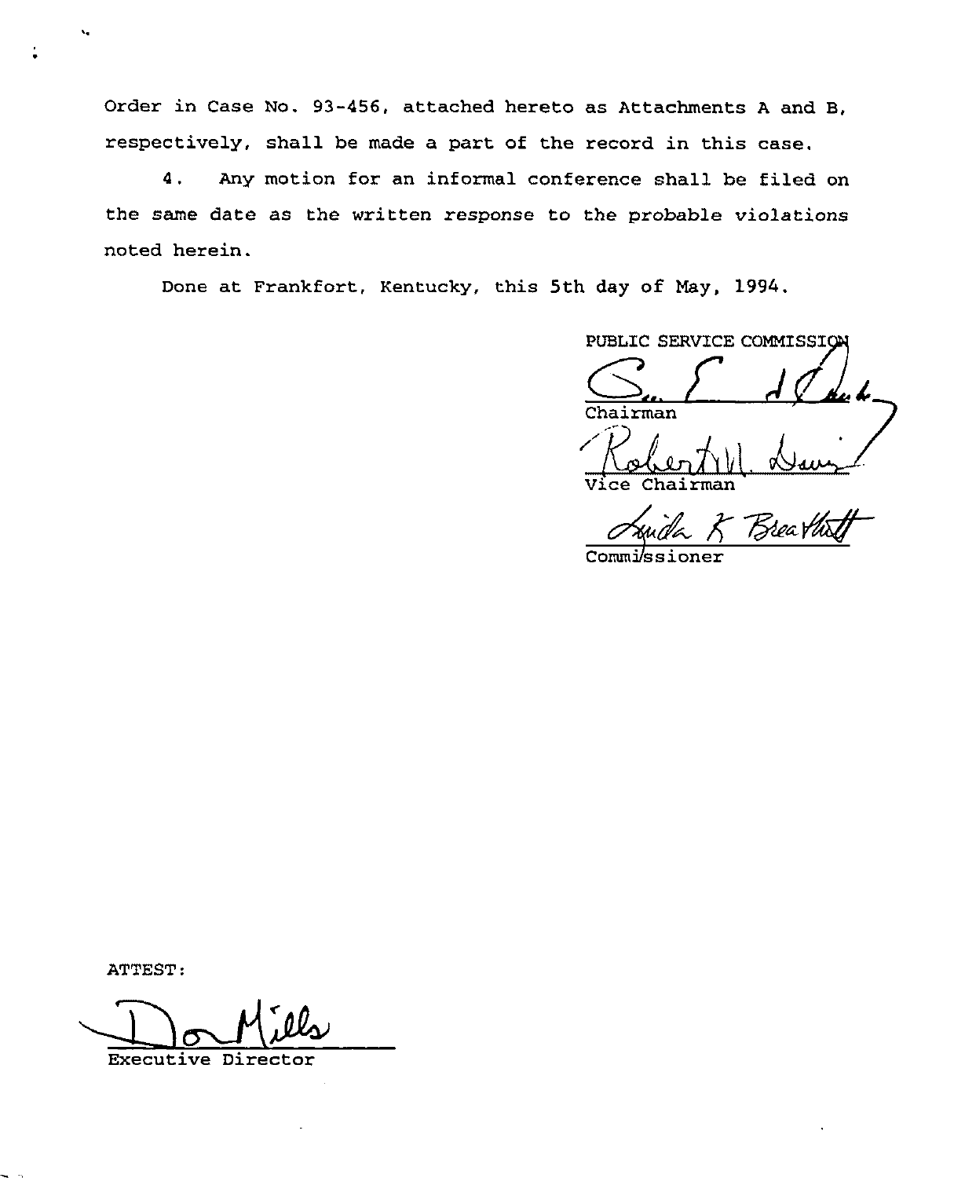Order in Case No. 93-456, attached hereto as Attachments A and B, respectively, shall be made a part of the record in this case.

4. Any motion for an informal conference shall be filed on the same date as the written response to the probable violations noted herein.

Done at Frankfort, Kentucky, this 5th day of May, 1994.

PUBLIC SERVICE COMMISSION

Chairman

Vice Chairman

Commissioner

ATTEST:

Executive Director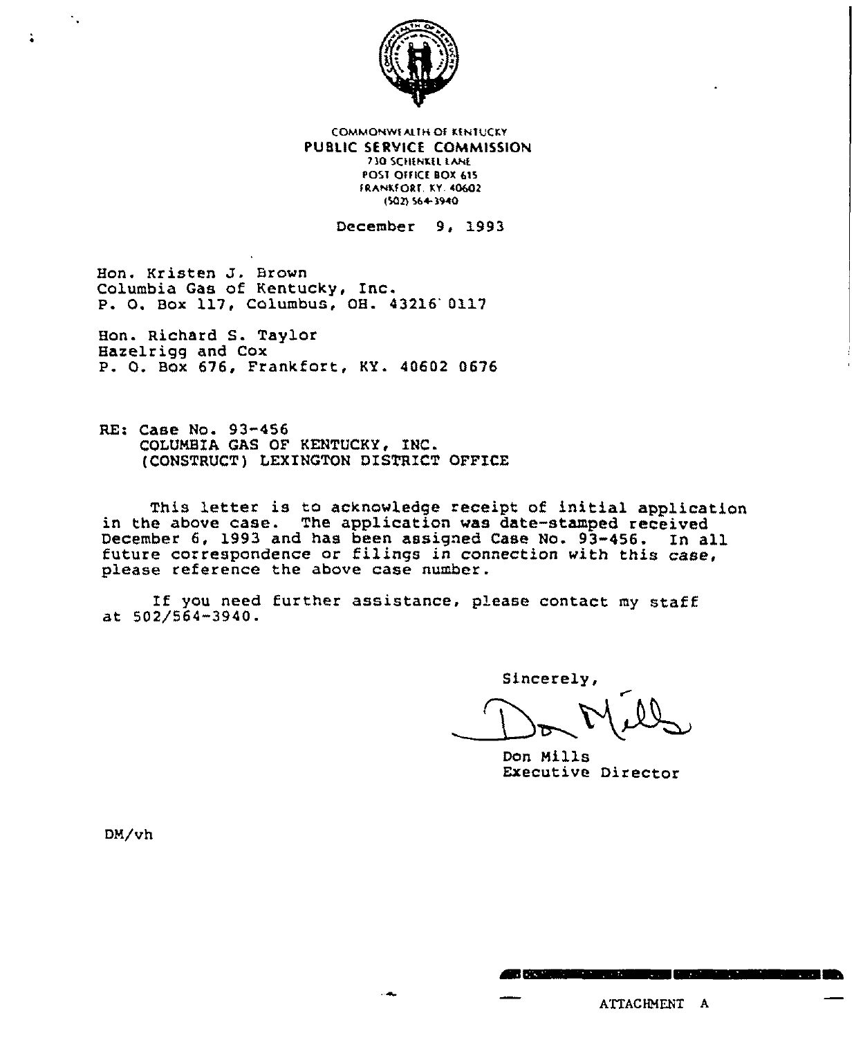COMMONWEALTH OF KENTUCKY
**PUBLIC SERVICE COMMISSION**
730 SCHENKEL LANE
POST OFFICE BOX 615
FRANKFORT, KY. 40602
(502) 564-3940

December 9, 1993

Hon. Kristen J. Brown
Columbia Gas of Kentucky, Inc.
P. O. Box 117, Columbus, OH. 43216 0117

Hon. Richard S. Taylor
Hazelrigg and Cox
P. O. Box 676, Frankfort, KY. 40602 0676

RE: Case No. 93-456
COLUMBIA GAS OF KENTUCKY, INC.
(CONSTRUCT) LEXINGTON DISTRICT OFFICE

This letter is to acknowledge receipt of initial application in the above case. The application was date-stamped received December 6, 1993 and has been assigned Case No. 93-456. In all future correspondence or filings in connection with this case, please reference the above case number.

If you need further assistance, please contact my staff at 502/564-3940.

Sincerely,

Don Mills
Executive Director

DM/vh

ATTACHMENT A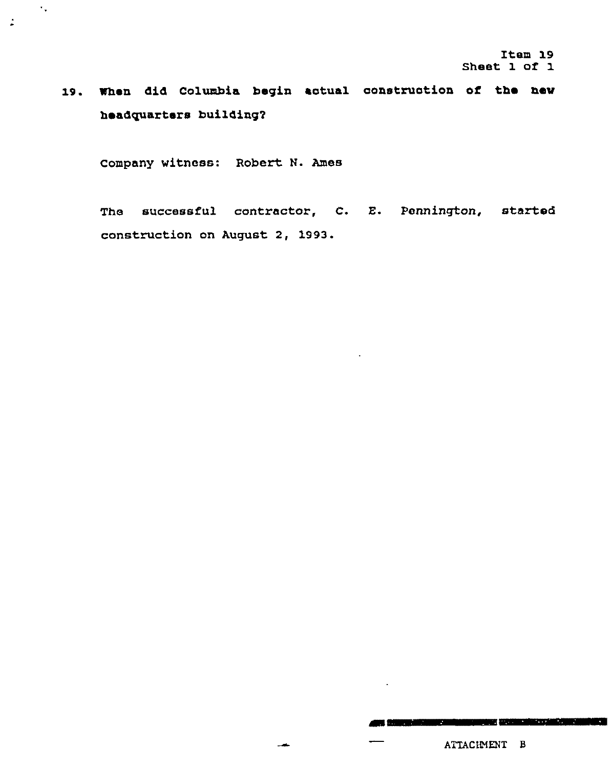Item 19
Sheet 1 of 1

**19. When did Columbia begin actual construction of the new headquarters building?**

Company witness: Robert N. Ames

The successful contractor, C. E. Pennington, started construction on August 2, 1993.

ATTACHMENT B